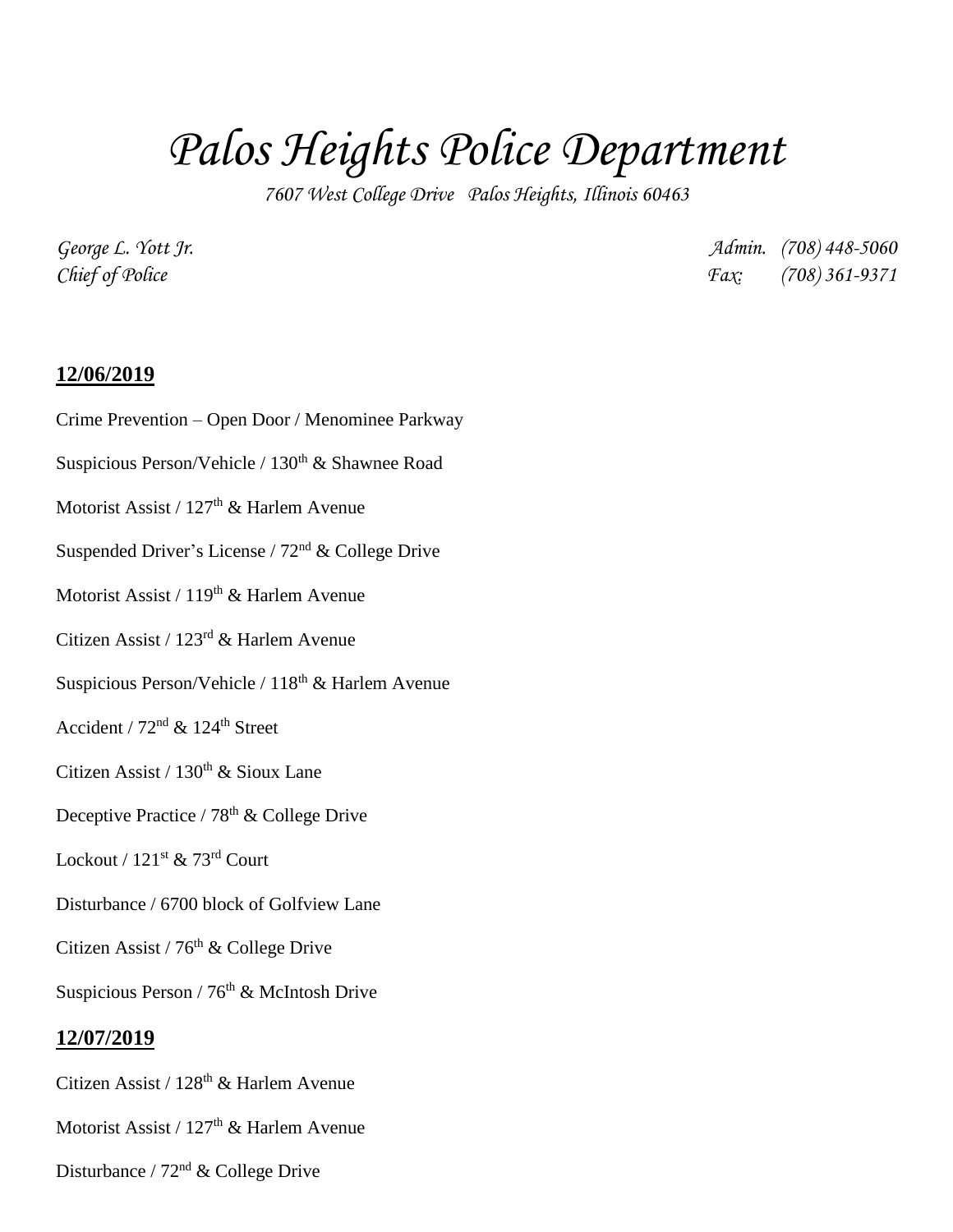# *Palos Heights Police Department*

*7607 West College Drive Palos Heights, Illinois 60463*

*George L. Yott Jr.*
*Chief of Police*

*Admin. (708) 448-5060*
*Fax: (708) 361-9371*

**12/06/2019**

Crime Prevention – Open Door / Menominee Parkway

Suspicious Person/Vehicle / 130th & Shawnee Road

Motorist Assist / 127th & Harlem Avenue

Suspended Driver's License / 72nd & College Drive

Motorist Assist / 119th & Harlem Avenue

Citizen Assist / 123rd & Harlem Avenue

Suspicious Person/Vehicle / 118th & Harlem Avenue

Accident / 72nd & 124th Street

Citizen Assist / 130th & Sioux Lane

Deceptive Practice / 78th & College Drive

Lockout / 121st & 73rd Court

Disturbance / 6700 block of Golfview Lane

Citizen Assist / 76th & College Drive

Suspicious Person / 76th & McIntosh Drive

**12/07/2019**

Citizen Assist / 128th & Harlem Avenue

Motorist Assist / 127th & Harlem Avenue

Disturbance / 72nd & College Drive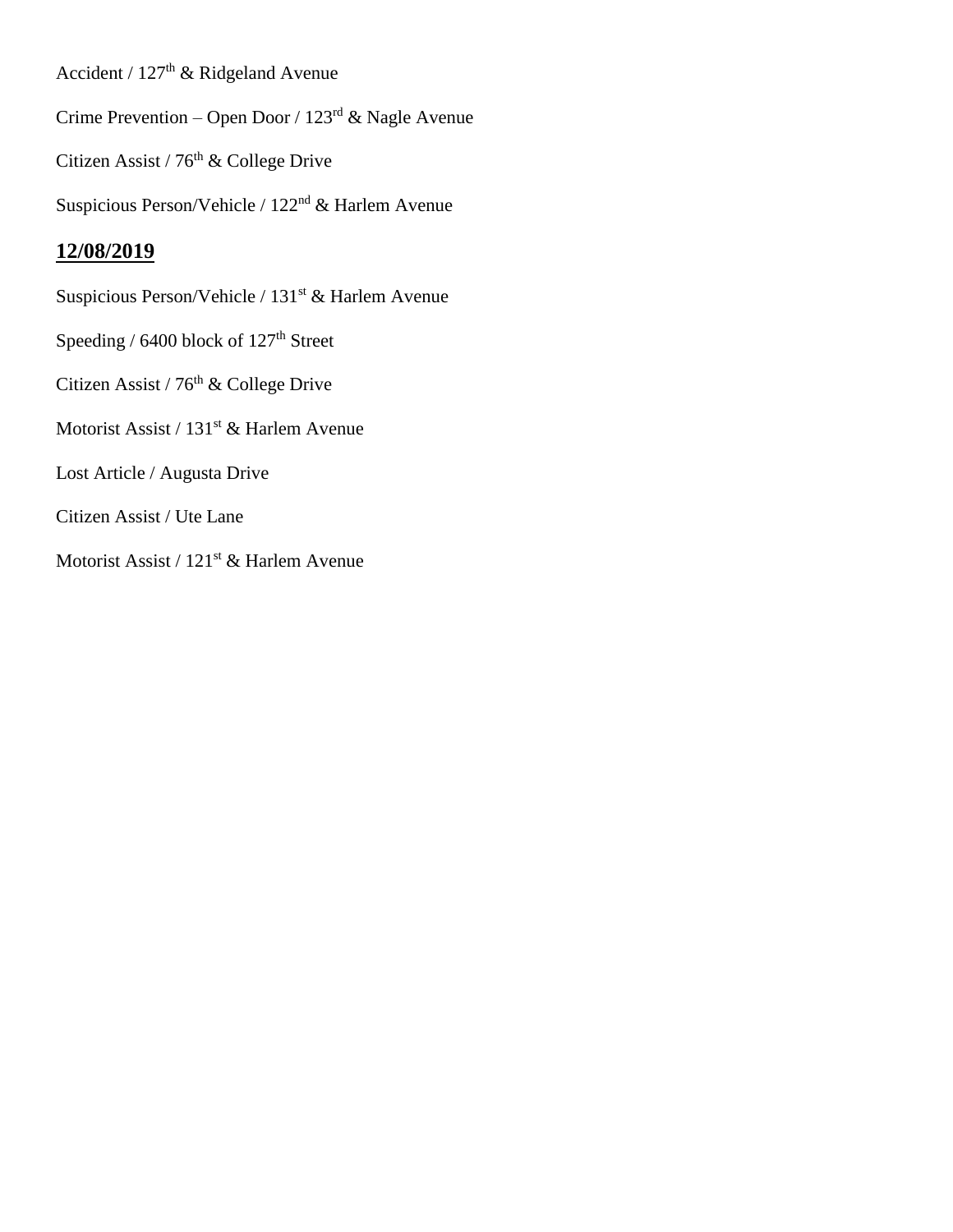Accident / 127th & Ridgeland Avenue

Crime Prevention – Open Door / 123rd & Nagle Avenue

Citizen Assist / 76th & College Drive

Suspicious Person/Vehicle / 122nd & Harlem Avenue

**12/08/2019**

Suspicious Person/Vehicle / 131st & Harlem Avenue

Speeding / 6400 block of 127th Street

Citizen Assist / 76th & College Drive

Motorist Assist / 131st & Harlem Avenue

Lost Article / Augusta Drive

Citizen Assist / Ute Lane

Motorist Assist / 121st & Harlem Avenue